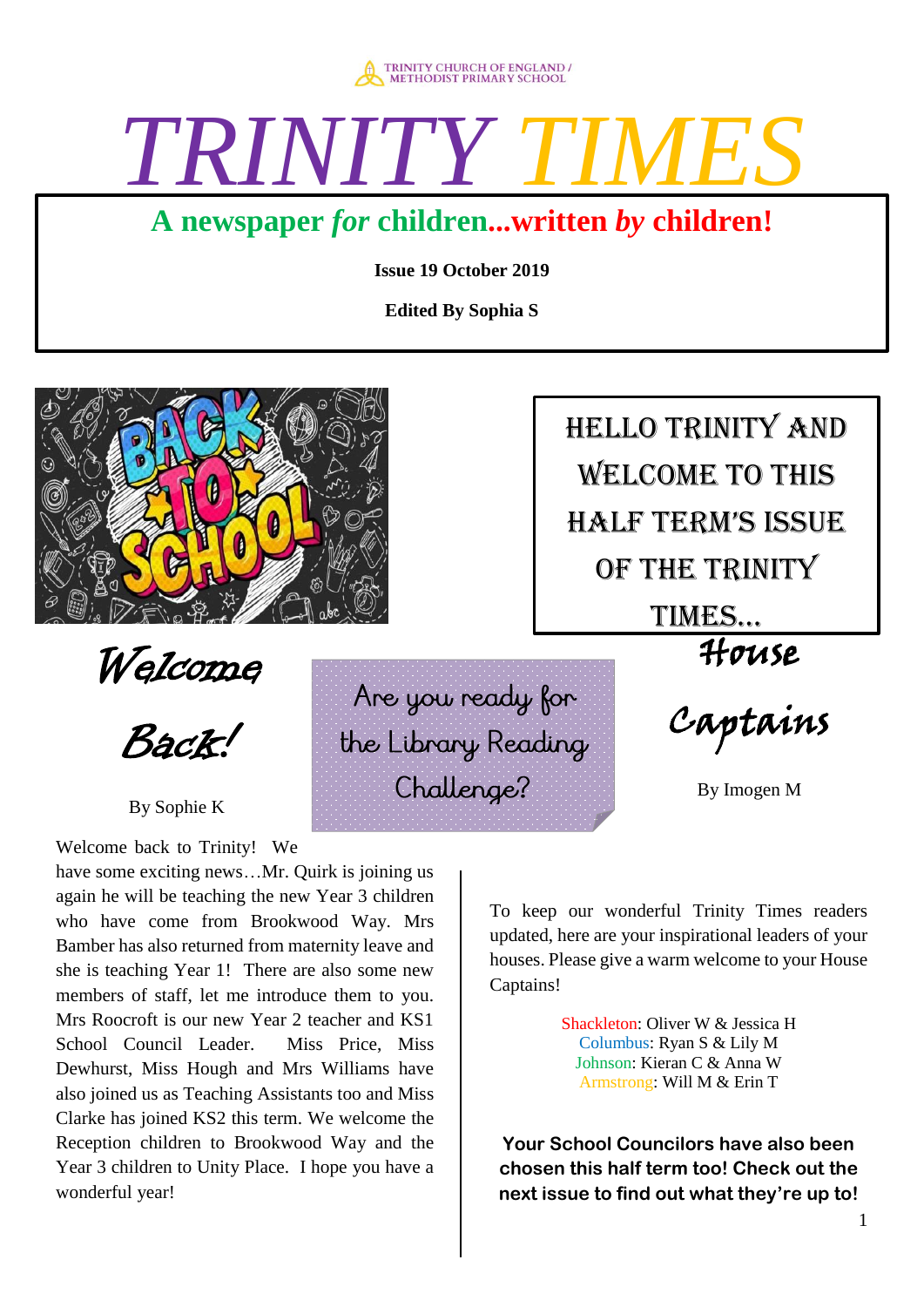TRINITY CHURCH OF ENGLAND / METHODIST PRIMARY SCHOOL

# TRINITY TIMES

## A newspaper *for* children...written *by* children!

**Issue 19 October 2019**

**Edited By Sophia S**

HELLO TRINITY AND WELCOME TO THIS HALF TERM'S ISSUE OF THE TRINITY TIMES...

## Welcome Back!

By Sophie K

Welcome back to Trinity! We have some exciting news…Mr. Quirk is joining us again he will be teaching the new Year 3 children who have come from Brookwood Way. Mrs Bamber has also returned from maternity leave and she is teaching Year 1! There are also some new members of staff, let me introduce them to you. Mrs Roocroft is our new Year 2 teacher and KS1 School Council Leader. Miss Price, Miss Dewhurst, Miss Hough and Mrs Williams have also joined us as Teaching Assistants too and Miss Clarke has joined KS2 this term. We welcome the Reception children to Brookwood Way and the Year 3 children to Unity Place. I hope you have a wonderful year!

Are you ready for the Library Reading Challenge?

## House Captains

By Imogen M

To keep our wonderful Trinity Times readers updated, here are your inspirational leaders of your houses. Please give a warm welcome to your House Captains!

Shackleton: Oliver W & Jessica H
Columbus: Ryan S & Lily M
Johnson: Kieran C & Anna W
Armstrong: Will M & Erin T

**Your School Councilors have also been chosen this half term too! Check out the next issue to find out what they're up to!**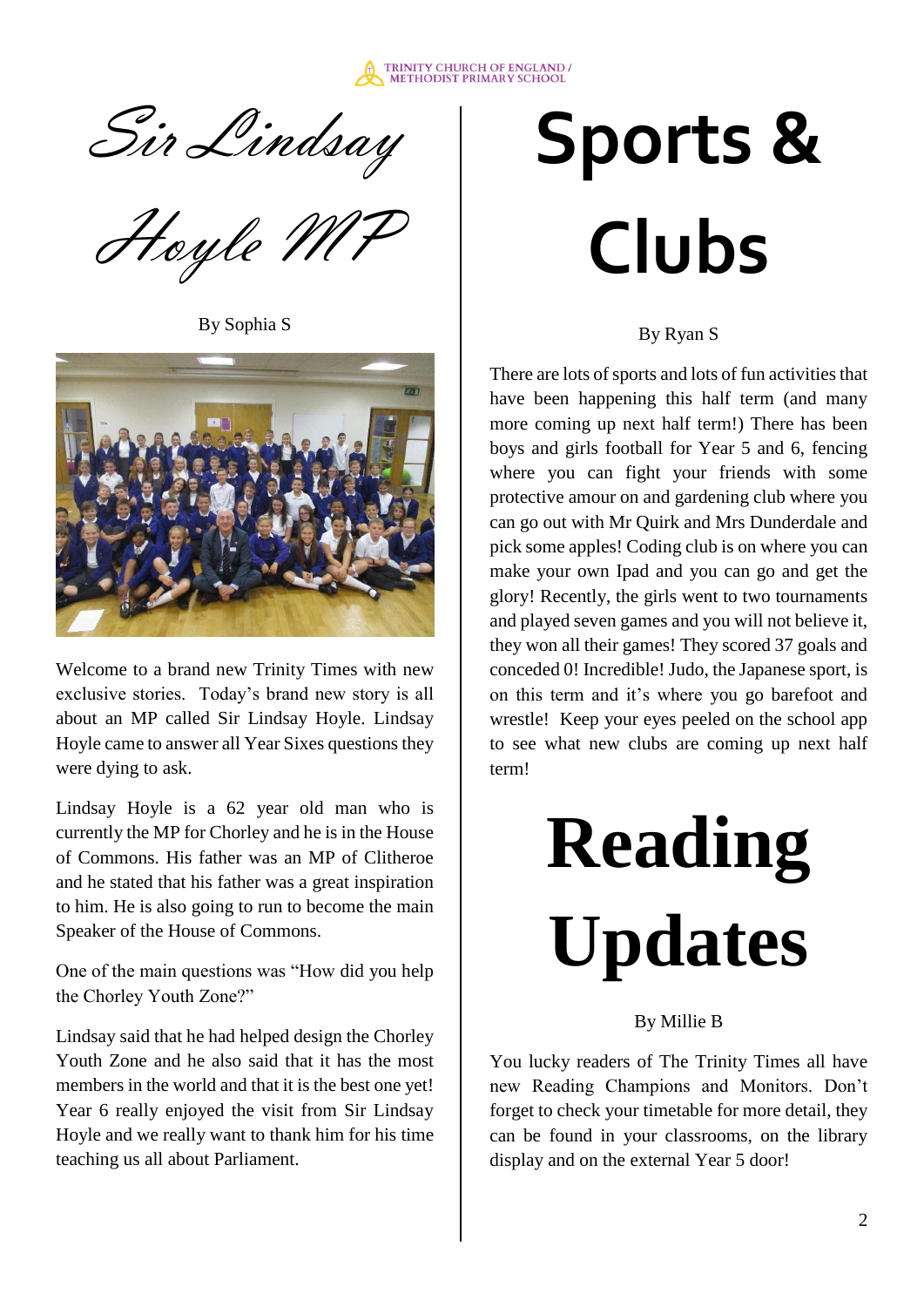# Sir Lindsay Hoyle MP

By Sophia S

Welcome to a brand new Trinity Times with new exclusive stories. Today's brand new story is all about an MP called Sir Lindsay Hoyle. Lindsay Hoyle came to answer all Year Sixes questions they were dying to ask.

Lindsay Hoyle is a 62 year old man who is currently the MP for Chorley and he is in the House of Commons. His father was an MP of Clitheroe and he stated that his father was a great inspiration to him. He is also going to run to become the main Speaker of the House of Commons.

One of the main questions was "How did you help the Chorley Youth Zone?"

Lindsay said that he had helped design the Chorley Youth Zone and he also said that it has the most members in the world and that it is the best one yet! Year 6 really enjoyed the visit from Sir Lindsay Hoyle and we really want to thank him for his time teaching us all about Parliament.

# Sports & Clubs

By Ryan S

There are lots of sports and lots of fun activities that have been happening this half term (and many more coming up next half term!) There has been boys and girls football for Year 5 and 6, fencing where you can fight your friends with some protective amour on and gardening club where you can go out with Mr Quirk and Mrs Dunderdale and pick some apples! Coding club is on where you can make your own Ipad and you can go and get the glory! Recently, the girls went to two tournaments and played seven games and you will not believe it, they won all their games! They scored 37 goals and conceded 0! Incredible! Judo, the Japanese sport, is on this term and it's where you go barefoot and wrestle! Keep your eyes peeled on the school app to see what new clubs are coming up next half term!

# Reading Updates

By Millie B

You lucky readers of The Trinity Times all have new Reading Champions and Monitors. Don't forget to check your timetable for more detail, they can be found in your classrooms, on the library display and on the external Year 5 door!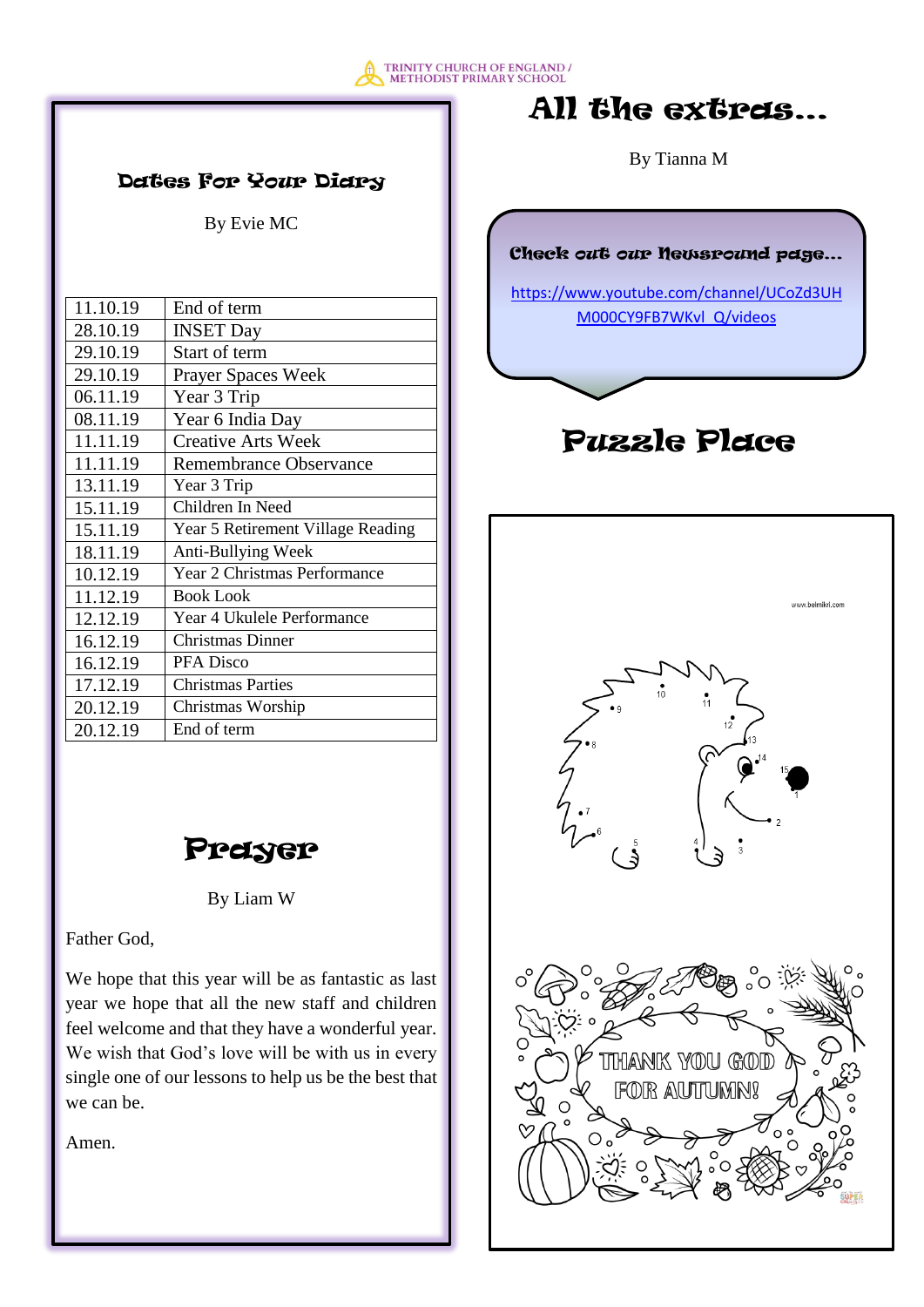# Dates For Your Diary

By Evie MC

| | |
|---|---|
| 11.10.19 | End of term |
| 28.10.19 | INSET Day |
| 29.10.19 | Start of term |
| 29.10.19 | Prayer Spaces Week |
| 06.11.19 | Year 3 Trip |
| 08.11.19 | Year 6 India Day |
| 11.11.19 | Creative Arts Week |
| 11.11.19 | Remembrance Observance |
| 13.11.19 | Year 3 Trip |
| 15.11.19 | Children In Need |
| 15.11.19 | Year 5 Retirement Village Reading |
| 18.11.19 | Anti-Bullying Week |
| 10.12.19 | Year 2 Christmas Performance |
| 11.12.19 | Book Look |
| 12.12.19 | Year 4 Ukulele Performance |
| 16.12.19 | Christmas Dinner |
| 16.12.19 | PFA Disco |
| 17.12.19 | Christmas Parties |
| 20.12.19 | Christmas Worship |
| 20.12.19 | End of term |

# Prayer

By Liam W

Father God,

We hope that this year will be as fantastic as last year we hope that all the new staff and children feel welcome and that they have a wonderful year. We wish that God's love will be with us in every single one of our lessons to help us be the best that we can be.

Amen.

# All the extras...

By Tianna M

**Check out our Newsround page...**

https://www.youtube.com/channel/UCoZd3UHM000CY9FB7WKvl_Q/videos

# Puzzle Place

www.belmikri.com

THANK YOU GOD FOR AUTUMN!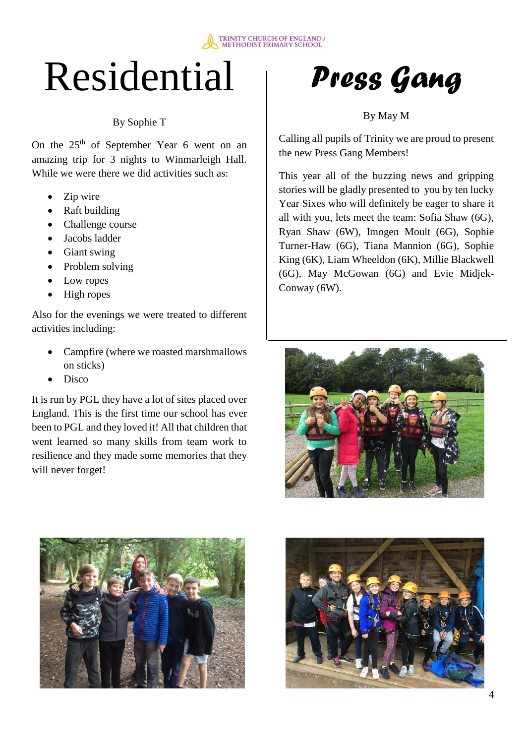# Residential

By Sophie T

On the 25th of September Year 6 went on an amazing trip for 3 nights to Winmarleigh Hall. While we were there we did activities such as:

- Zip wire
- Raft building
- Challenge course
- Jacobs ladder
- Giant swing
- Problem solving
- Low ropes
- High ropes

Also for the evenings we were treated to different activities including:

- Campfire (where we roasted marshmallows on sticks)
- Disco

It is run by PGL they have a lot of sites placed over England. This is the first time our school has ever been to PGL and they loved it! All that children that went learned so many skills from team work to resilience and they made some memories that they will never forget!

# Press Gang

By May M

Calling all pupils of Trinity we are proud to present the new Press Gang Members!

This year all of the buzzing news and gripping stories will be gladly presented to you by ten lucky Year Sixes who will definitely be eager to share it all with you, lets meet the team: Sofia Shaw (6G), Ryan Shaw (6W), Imogen Moult (6G), Sophie Turner-Haw (6G), Tiana Mannion (6G), Sophie King (6K), Liam Wheeldon (6K), Millie Blackwell (6G), May McGowan (6G) and Evie Midjek-Conway (6W).